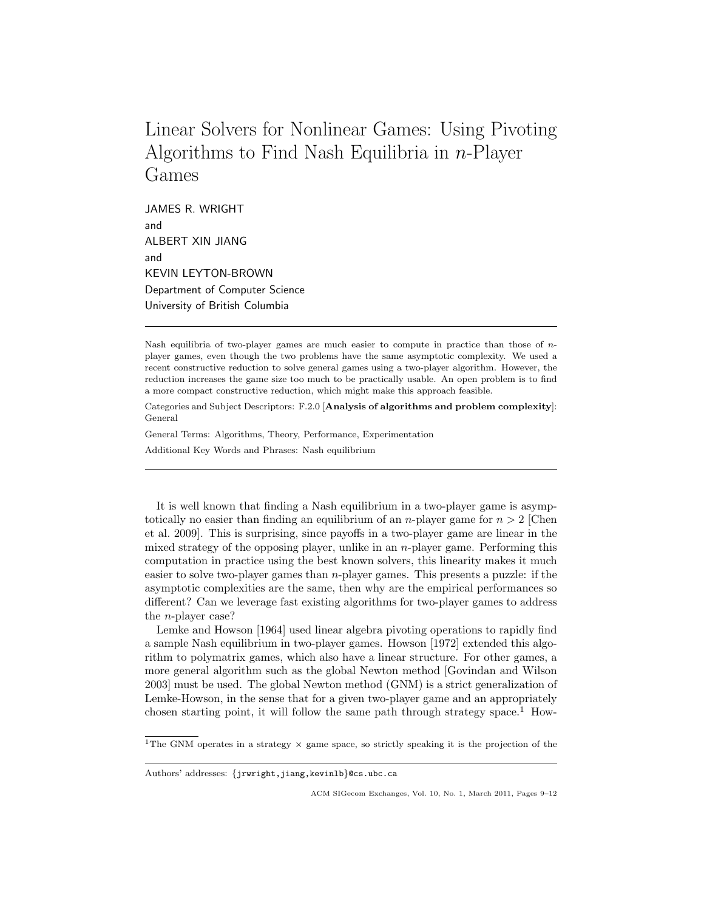# Linear Solvers for Nonlinear Games: Using Pivoting Algorithms to Find Nash Equilibria in $n$-Player Games

JAMES R. WRIGHT
and
ALBERT XIN JIANG
and
KEVIN LEYTON-BROWN
Department of Computer Science
University of British Columbia

---

Nash equilibria of two-player games are much easier to compute in practice than those of $n$-player games, even though the two problems have the same asymptotic complexity. We used a recent constructive reduction to solve general games using a two-player algorithm. However, the reduction increases the game size too much to be practically usable. An open problem is to find a more compact constructive reduction, which might make this approach feasible.

Categories and Subject Descriptors: F.2.0 [**Analysis of algorithms and problem complexity**]: General

General Terms: Algorithms, Theory, Performance, Experimentation

Additional Key Words and Phrases: Nash equilibrium

---

It is well known that finding a Nash equilibrium in a two-player game is asymptotically no easier than finding an equilibrium of an $n$-player game for $n > 2$ [Chen et al. 2009]. This is surprising, since payoffs in a two-player game are linear in the mixed strategy of the opposing player, unlike in an $n$-player game. Performing this computation in practice using the best known solvers, this linearity makes it much easier to solve two-player games than $n$-player games. This presents a puzzle: if the asymptotic complexities are the same, then why are the empirical performances so different? Can we leverage fast existing algorithms for two-player games to address the $n$-player case?

Lemke and Howson [1964] used linear algebra pivoting operations to rapidly find a sample Nash equilibrium in two-player games. Howson [1972] extended this algorithm to polymatrix games, which also have a linear structure. For other games, a more general algorithm such as the global Newton method [Govindan and Wilson 2003] must be used. The global Newton method (GNM) is a strict generalization of Lemke-Howson, in the sense that for a given two-player game and an appropriately chosen starting point, it will follow the same path through strategy space.[1] How-

[1] The GNM operates in a strategy × game space, so strictly speaking it is the projection of the

Authors' addresses: {jrwright,jiang,kevinlb}@cs.ubc.ca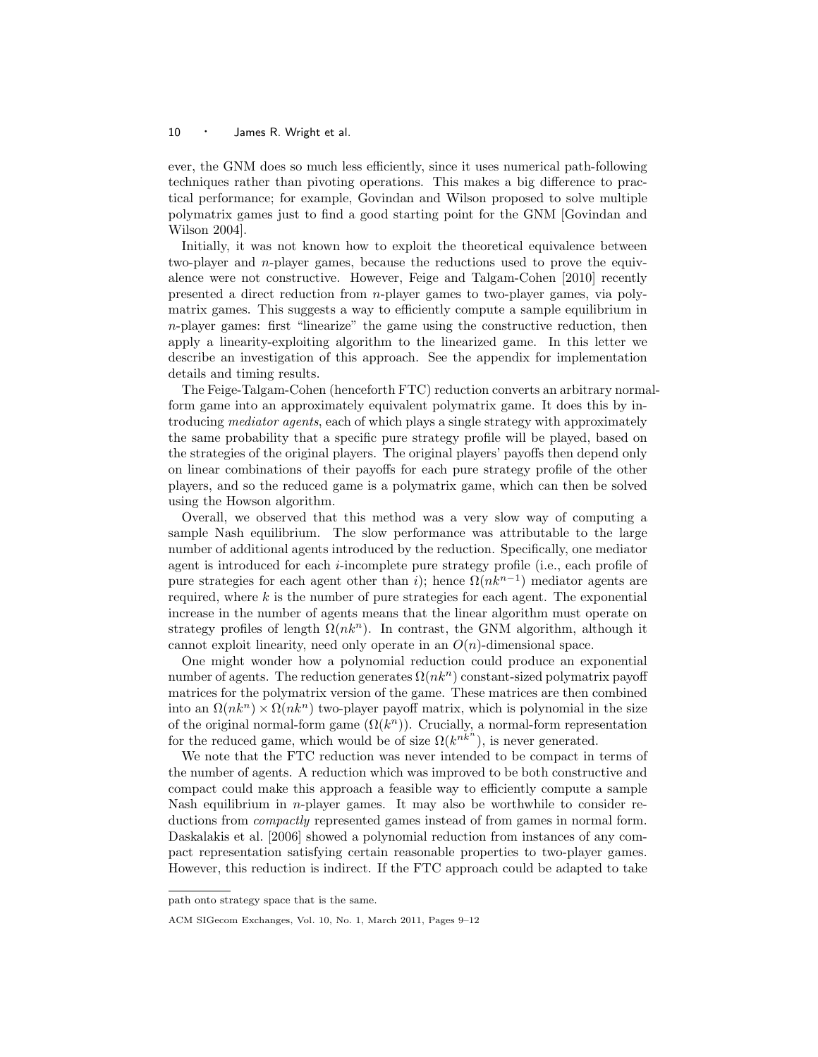ever, the GNM does so much less efficiently, since it uses numerical path-following techniques rather than pivoting operations. This makes a big difference to practical performance; for example, Govindan and Wilson proposed to solve multiple polymatrix games just to find a good starting point for the GNM [Govindan and Wilson 2004].

Initially, it was not known how to exploit the theoretical equivalence between two-player and $n$-player games, because the reductions used to prove the equivalence were not constructive. However, Feige and Talgam-Cohen [2010] recently presented a direct reduction from $n$-player games to two-player games, via polymatrix games. This suggests a way to efficiently compute a sample equilibrium in $n$-player games: first "linearize" the game using the constructive reduction, then apply a linearity-exploiting algorithm to the linearized game. In this letter we describe an investigation of this approach. See the appendix for implementation details and timing results.

The Feige-Talgam-Cohen (henceforth FTC) reduction converts an arbitrary normal-form game into an approximately equivalent polymatrix game. It does this by introducing *mediator agents*, each of which plays a single strategy with approximately the same probability that a specific pure strategy profile will be played, based on the strategies of the original players. The original players' payoffs then depend only on linear combinations of their payoffs for each pure strategy profile of the other players, and so the reduced game is a polymatrix game, which can then be solved using the Howson algorithm.

Overall, we observed that this method was a very slow way of computing a sample Nash equilibrium. The slow performance was attributable to the large number of additional agents introduced by the reduction. Specifically, one mediator agent is introduced for each $i$-incomplete pure strategy profile (i.e., each profile of pure strategies for each agent other than $i$); hence $\Omega(nk^{n-1})$ mediator agents are required, where $k$ is the number of pure strategies for each agent. The exponential increase in the number of agents means that the linear algorithm must operate on strategy profiles of length $\Omega(nk^n)$. In contrast, the GNM algorithm, although it cannot exploit linearity, need only operate in an $O(n)$-dimensional space.

One might wonder how a polynomial reduction could produce an exponential number of agents. The reduction generates $\Omega(nk^n)$ constant-sized polymatrix payoff matrices for the polymatrix version of the game. These matrices are then combined into an $\Omega(nk^n) \times \Omega(nk^n)$ two-player payoff matrix, which is polynomial in the size of the original normal-form game ($\Omega(k^n)$). Crucially, a normal-form representation for the reduced game, which would be of size $\Omega(k^{nk^n})$, is never generated.

We note that the FTC reduction was never intended to be compact in terms of the number of agents. A reduction which was improved to be both constructive and compact could make this approach a feasible way to efficiently compute a sample Nash equilibrium in $n$-player games. It may also be worthwhile to consider reductions from *compactly* represented games instead of from games in normal form. Daskalakis et al. [2006] showed a polynomial reduction from instances of any compact representation satisfying certain reasonable properties to two-player games. However, this reduction is indirect. If the FTC approach could be adapted to take

path onto strategy space that is the same.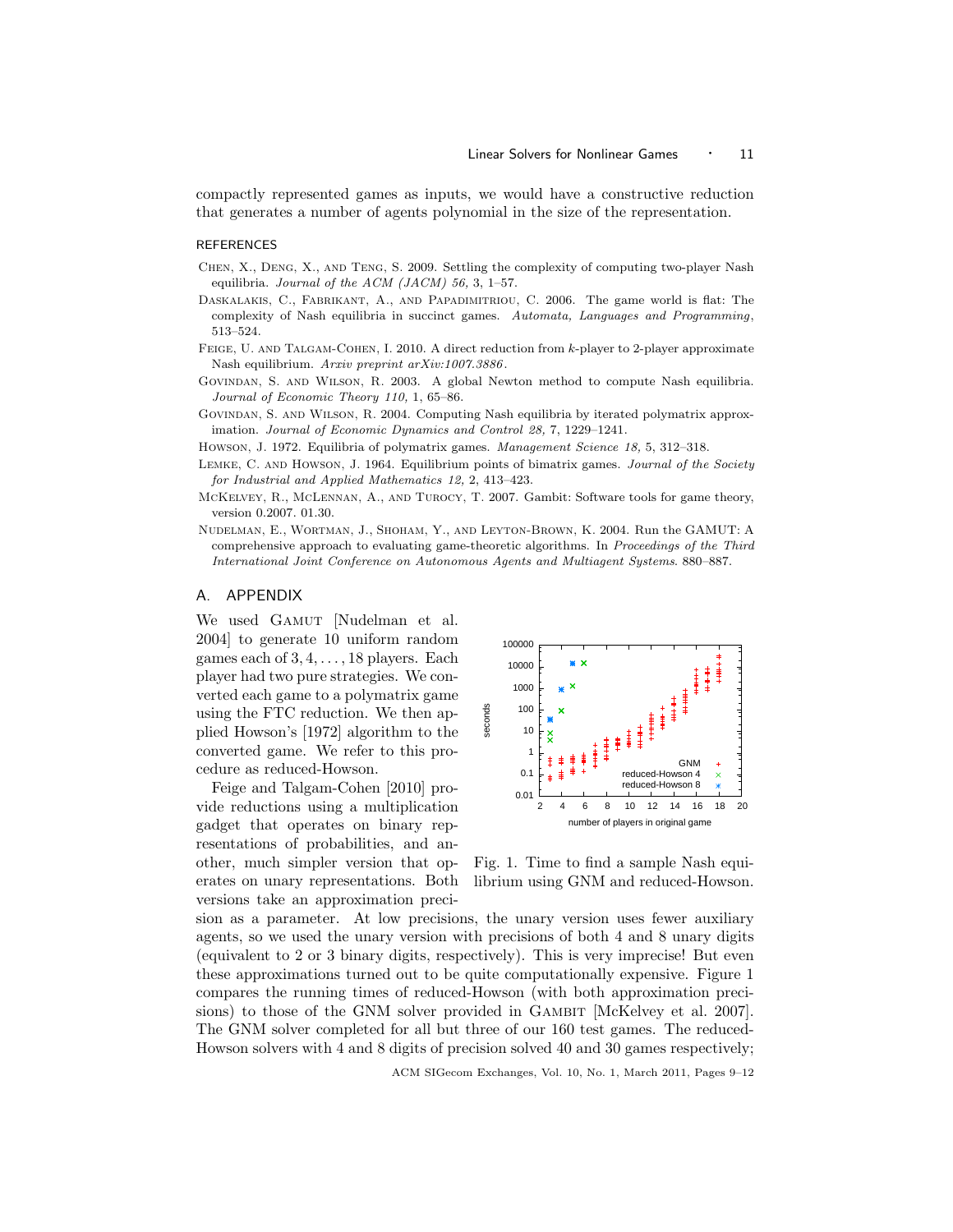compactly represented games as inputs, we would have a constructive reduction that generates a number of agents polynomial in the size of the representation.

## REFERENCES

Chen, X., Deng, X., and Teng, S. 2009. Settling the complexity of computing two-player Nash equilibria. *Journal of the ACM (JACM) 56,* 3, 1–57.

Daskalakis, C., Fabrikant, A., and Papadimitriou, C. 2006. The game world is flat: The complexity of Nash equilibria in succinct games. *Automata, Languages and Programming*, 513–524.

Feige, U. and Talgam-Cohen, I. 2010. A direct reduction from $k$-player to 2-player approximate Nash equilibrium. *Arxiv preprint arXiv:1007.3886*.

Govindan, S. and Wilson, R. 2003. A global Newton method to compute Nash equilibria. *Journal of Economic Theory 110,* 1, 65–86.

Govindan, S. and Wilson, R. 2004. Computing Nash equilibria by iterated polymatrix approximation. *Journal of Economic Dynamics and Control 28,* 7, 1229–1241.

Howson, J. 1972. Equilibria of polymatrix games. *Management Science 18,* 5, 312–318.

Lemke, C. and Howson, J. 1964. Equilibrium points of bimatrix games. *Journal of the Society for Industrial and Applied Mathematics 12,* 2, 413–423.

McKelvey, R., McLennan, A., and Turocy, T. 2007. Gambit: Software tools for game theory, version 0.2007. 01.30.

Nudelman, E., Wortman, J., Shoham, Y., and Leyton-Brown, K. 2004. Run the GAMUT: A comprehensive approach to evaluating game-theoretic algorithms. In *Proceedings of the Third International Joint Conference on Autonomous Agents and Multiagent Systems*. 880–887.

## A. APPENDIX

We used Gamut [Nudelman et al. 2004] to generate 10 uniform random games each of $3, 4, \ldots, 18$ players. Each player had two pure strategies. We converted each game to a polymatrix game using the FTC reduction. We then applied Howson's [1972] algorithm to the converted game. We refer to this procedure as reduced-Howson.

Fig. 1. Time to find a sample Nash equilibrium using GNM and reduced-Howson.

Feige and Talgam-Cohen [2010] provide reductions using a multiplication gadget that operates on binary representations of probabilities, and another, much simpler version that operates on unary representations. Both versions take an approximation precision as a parameter. At low precisions, the unary version uses fewer auxiliary agents, so we used the unary version with precisions of both 4 and 8 unary digits (equivalent to 2 or 3 binary digits, respectively). This is very imprecise! But even these approximations turned out to be quite computationally expensive. Figure 1 compares the running times of reduced-Howson (with both approximation precisions) to those of the GNM solver provided in Gambit [McKelvey et al. 2007]. The GNM solver completed for all but three of our 160 test games. The reduced-Howson solvers with 4 and 8 digits of precision solved 40 and 30 games respectively;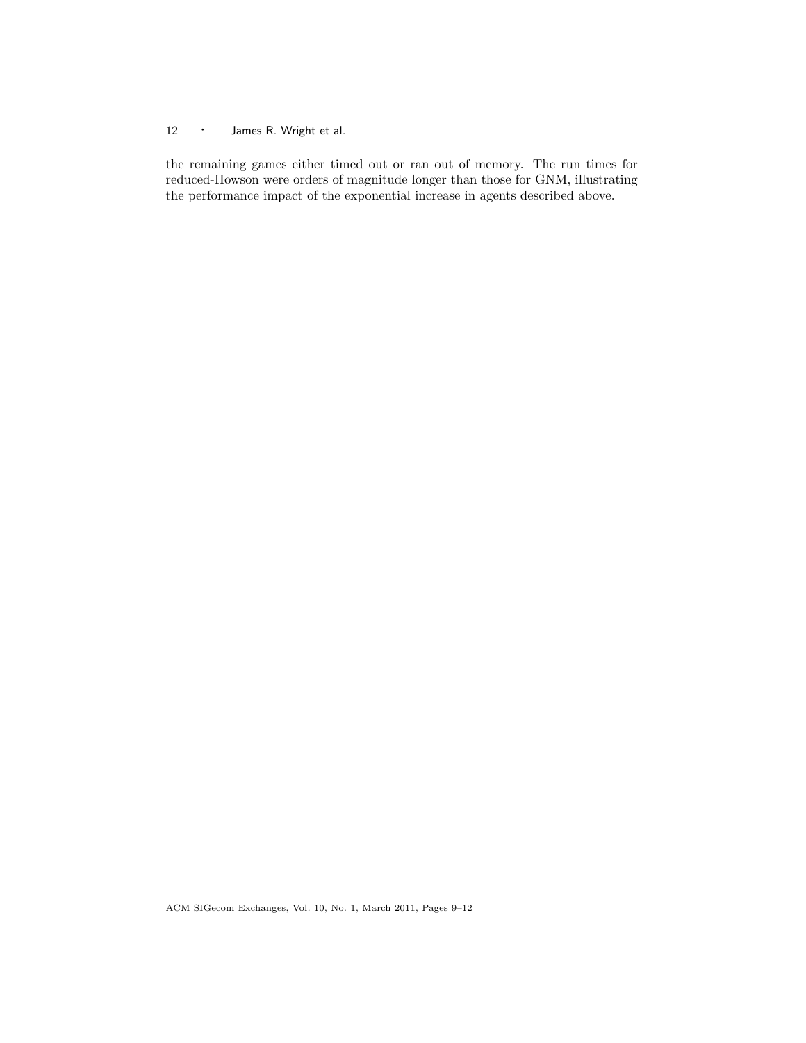the remaining games either timed out or ran out of memory. The run times for reduced-Howson were orders of magnitude longer than those for GNM, illustrating the performance impact of the exponential increase in agents described above.